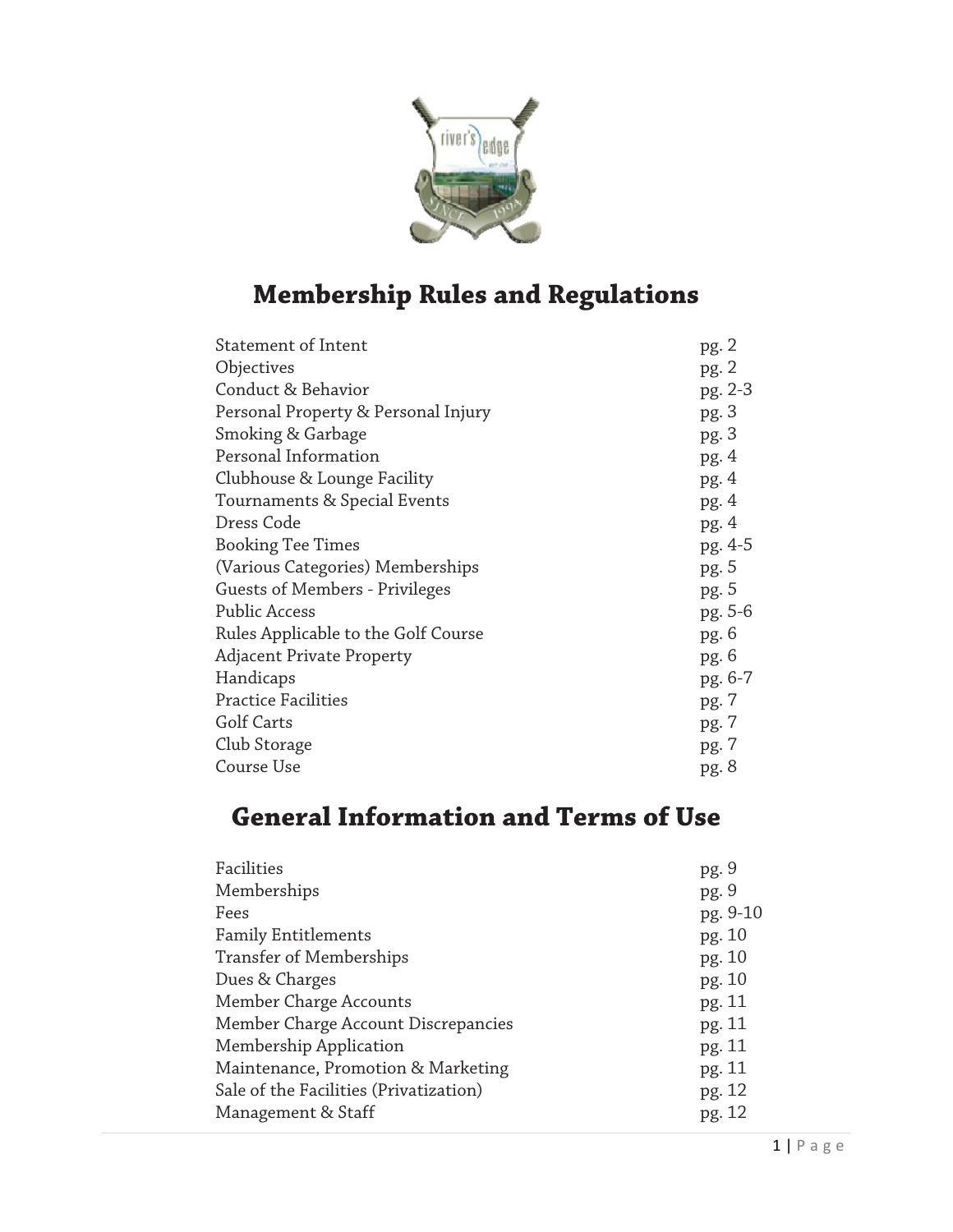# Membership Rules and Regulations

| | |
|---|---|
| Statement of Intent | pg. 2 |
| Objectives | pg. 2 |
| Conduct & Behavior | pg. 2-3 |
| Personal Property & Personal Injury | pg. 3 |
| Smoking & Garbage | pg. 3 |
| Personal Information | pg. 4 |
| Clubhouse & Lounge Facility | pg. 4 |
| Tournaments & Special Events | pg. 4 |
| Dress Code | pg. 4 |
| Booking Tee Times | pg. 4-5 |
| (Various Categories) Memberships | pg. 5 |
| Guests of Members - Privileges | pg. 5 |
| Public Access | pg. 5-6 |
| Rules Applicable to the Golf Course | pg. 6 |
| Adjacent Private Property | pg. 6 |
| Handicaps | pg. 6-7 |
| Practice Facilities | pg. 7 |
| Golf Carts | pg. 7 |
| Club Storage | pg. 7 |
| Course Use | pg. 8 |

# General Information and Terms of Use

| | |
|---|---|
| Facilities | pg. 9 |
| Memberships | pg. 9 |
| Fees | pg. 9-10 |
| Family Entitlements | pg. 10 |
| Transfer of Memberships | pg. 10 |
| Dues & Charges | pg. 10 |
| Member Charge Accounts | pg. 11 |
| Member Charge Account Discrepancies | pg. 11 |
| Membership Application | pg. 11 |
| Maintenance, Promotion & Marketing | pg. 11 |
| Sale of the Facilities (Privatization) | pg. 12 |
| Management & Staff | pg. 12 |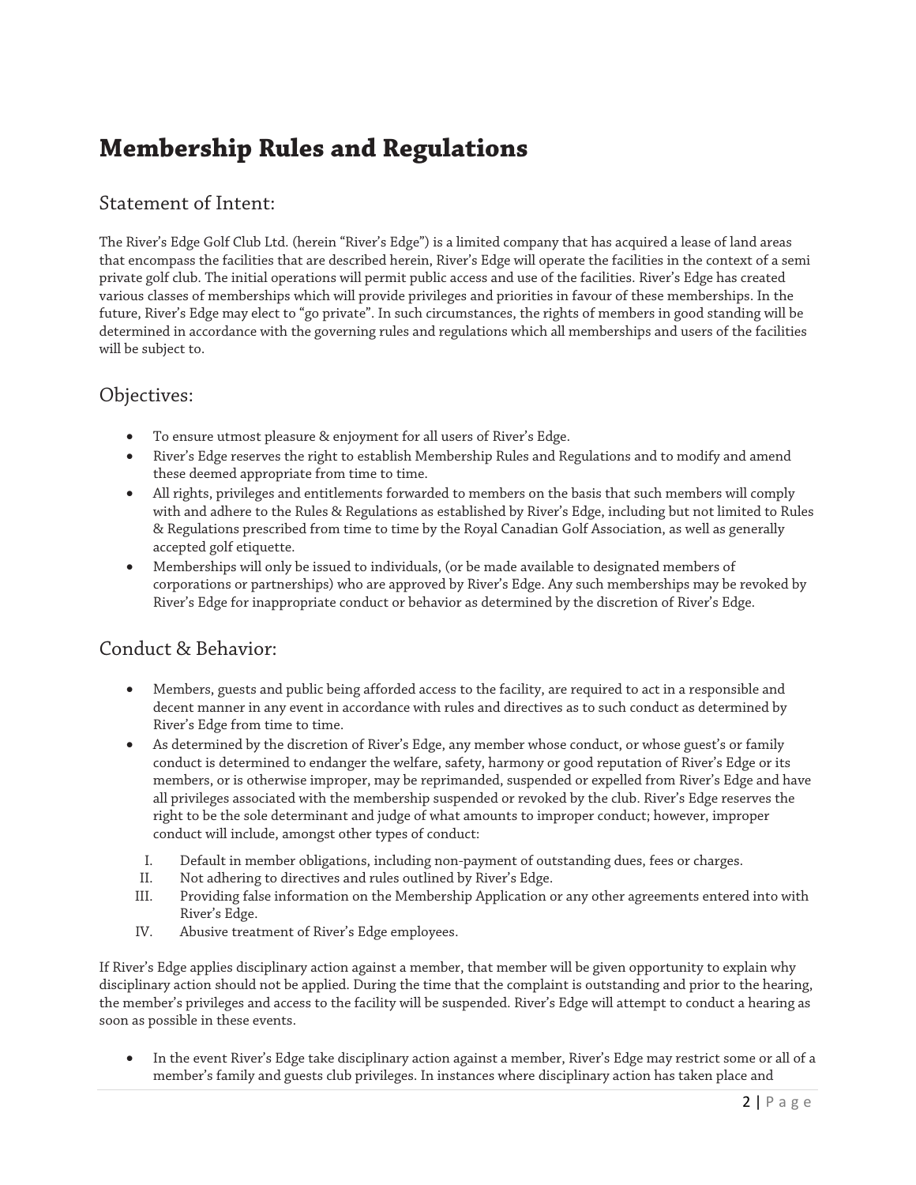# Membership Rules and Regulations

## Statement of Intent:

The River's Edge Golf Club Ltd. (herein "River's Edge") is a limited company that has acquired a lease of land areas that encompass the facilities that are described herein, River's Edge will operate the facilities in the context of a semi private golf club. The initial operations will permit public access and use of the facilities. River's Edge has created various classes of memberships which will provide privileges and priorities in favour of these memberships. In the future, River's Edge may elect to "go private". In such circumstances, the rights of members in good standing will be determined in accordance with the governing rules and regulations which all memberships and users of the facilities will be subject to.

## Objectives:

- To ensure utmost pleasure & enjoyment for all users of River's Edge.
- River's Edge reserves the right to establish Membership Rules and Regulations and to modify and amend these deemed appropriate from time to time.
- All rights, privileges and entitlements forwarded to members on the basis that such members will comply with and adhere to the Rules & Regulations as established by River's Edge, including but not limited to Rules & Regulations prescribed from time to time by the Royal Canadian Golf Association, as well as generally accepted golf etiquette.
- Memberships will only be issued to individuals, (or be made available to designated members of corporations or partnerships) who are approved by River's Edge. Any such memberships may be revoked by River's Edge for inappropriate conduct or behavior as determined by the discretion of River's Edge.

## Conduct & Behavior:

- Members, guests and public being afforded access to the facility, are required to act in a responsible and decent manner in any event in accordance with rules and directives as to such conduct as determined by River's Edge from time to time.
- As determined by the discretion of River's Edge, any member whose conduct, or whose guest's or family conduct is determined to endanger the welfare, safety, harmony or good reputation of River's Edge or its members, or is otherwise improper, may be reprimanded, suspended or expelled from River's Edge and have all privileges associated with the membership suspended or revoked by the club. River's Edge reserves the right to be the sole determinant and judge of what amounts to improper conduct; however, improper conduct will include, amongst other types of conduct:

  I. Default in member obligations, including non-payment of outstanding dues, fees or charges.
  II. Not adhering to directives and rules outlined by River's Edge.
  III. Providing false information on the Membership Application or any other agreements entered into with River's Edge.
  IV. Abusive treatment of River's Edge employees.

If River's Edge applies disciplinary action against a member, that member will be given opportunity to explain why disciplinary action should not be applied. During the time that the complaint is outstanding and prior to the hearing, the member's privileges and access to the facility will be suspended. River's Edge will attempt to conduct a hearing as soon as possible in these events.

- In the event River's Edge take disciplinary action against a member, River's Edge may restrict some or all of a member's family and guests club privileges. In instances where disciplinary action has taken place and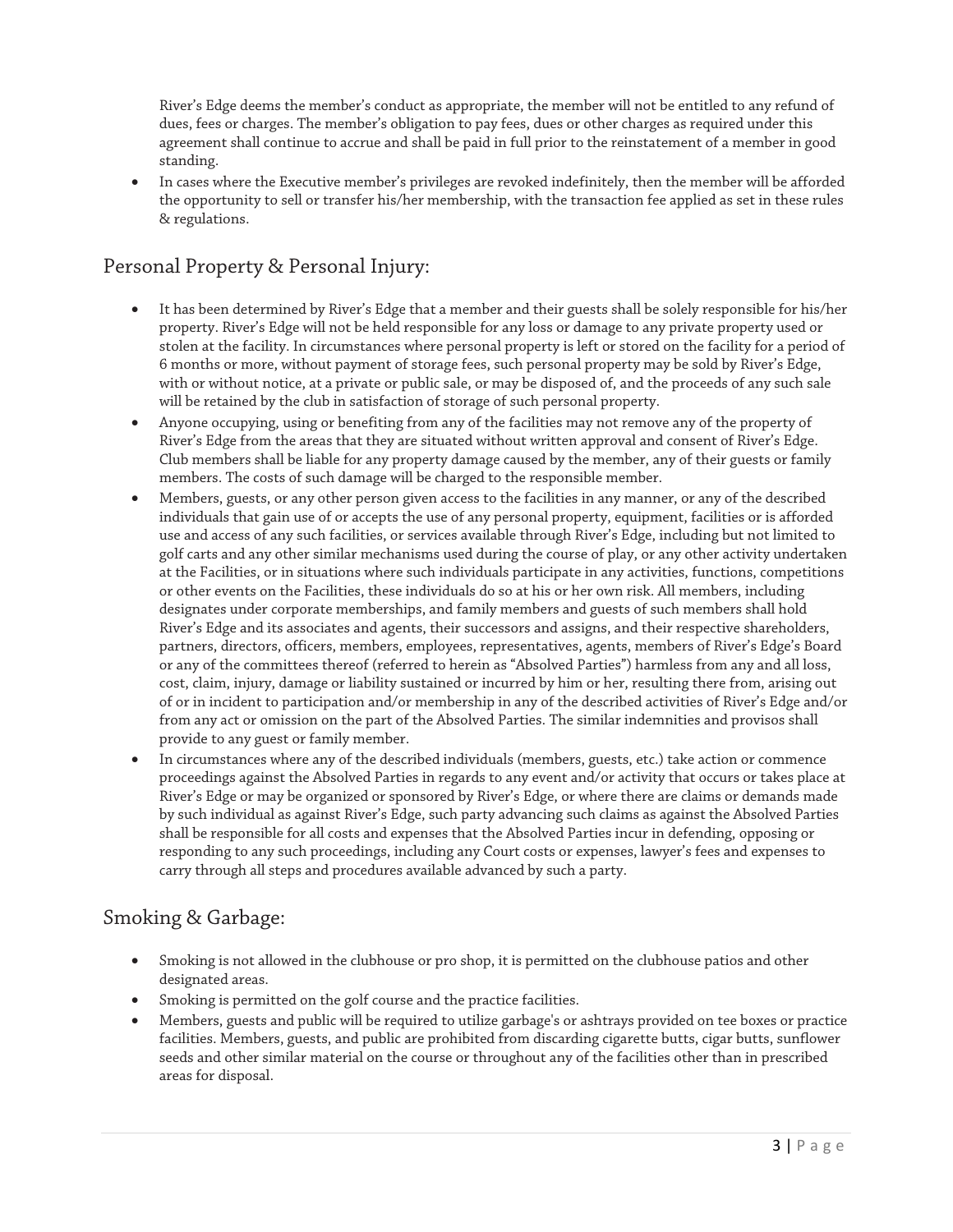River's Edge deems the member's conduct as appropriate, the member will not be entitled to any refund of dues, fees or charges. The member's obligation to pay fees, dues or other charges as required under this agreement shall continue to accrue and shall be paid in full prior to the reinstatement of a member in good standing.

- In cases where the Executive member's privileges are revoked indefinitely, then the member will be afforded the opportunity to sell or transfer his/her membership, with the transaction fee applied as set in these rules & regulations.

## Personal Property & Personal Injury:

- It has been determined by River's Edge that a member and their guests shall be solely responsible for his/her property. River's Edge will not be held responsible for any loss or damage to any private property used or stolen at the facility. In circumstances where personal property is left or stored on the facility for a period of 6 months or more, without payment of storage fees, such personal property may be sold by River's Edge, with or without notice, at a private or public sale, or may be disposed of, and the proceeds of any such sale will be retained by the club in satisfaction of storage of such personal property.
- Anyone occupying, using or benefiting from any of the facilities may not remove any of the property of River's Edge from the areas that they are situated without written approval and consent of River's Edge. Club members shall be liable for any property damage caused by the member, any of their guests or family members. The costs of such damage will be charged to the responsible member.
- Members, guests, or any other person given access to the facilities in any manner, or any of the described individuals that gain use of or accepts the use of any personal property, equipment, facilities or is afforded use and access of any such facilities, or services available through River's Edge, including but not limited to golf carts and any other similar mechanisms used during the course of play, or any other activity undertaken at the Facilities, or in situations where such individuals participate in any activities, functions, competitions or other events on the Facilities, these individuals do so at his or her own risk. All members, including designates under corporate memberships, and family members and guests of such members shall hold River's Edge and its associates and agents, their successors and assigns, and their respective shareholders, partners, directors, officers, members, employees, representatives, agents, members of River's Edge's Board or any of the committees thereof (referred to herein as "Absolved Parties") harmless from any and all loss, cost, claim, injury, damage or liability sustained or incurred by him or her, resulting there from, arising out of or in incident to participation and/or membership in any of the described activities of River's Edge and/or from any act or omission on the part of the Absolved Parties. The similar indemnities and provisos shall provide to any guest or family member.
- In circumstances where any of the described individuals (members, guests, etc.) take action or commence proceedings against the Absolved Parties in regards to any event and/or activity that occurs or takes place at River's Edge or may be organized or sponsored by River's Edge, or where there are claims or demands made by such individual as against River's Edge, such party advancing such claims as against the Absolved Parties shall be responsible for all costs and expenses that the Absolved Parties incur in defending, opposing or responding to any such proceedings, including any Court costs or expenses, lawyer's fees and expenses to carry through all steps and procedures available advanced by such a party.

## Smoking & Garbage:

- Smoking is not allowed in the clubhouse or pro shop, it is permitted on the clubhouse patios and other designated areas.
- Smoking is permitted on the golf course and the practice facilities.
- Members, guests and public will be required to utilize garbage's or ashtrays provided on tee boxes or practice facilities. Members, guests, and public are prohibited from discarding cigarette butts, cigar butts, sunflower seeds and other similar material on the course or throughout any of the facilities other than in prescribed areas for disposal.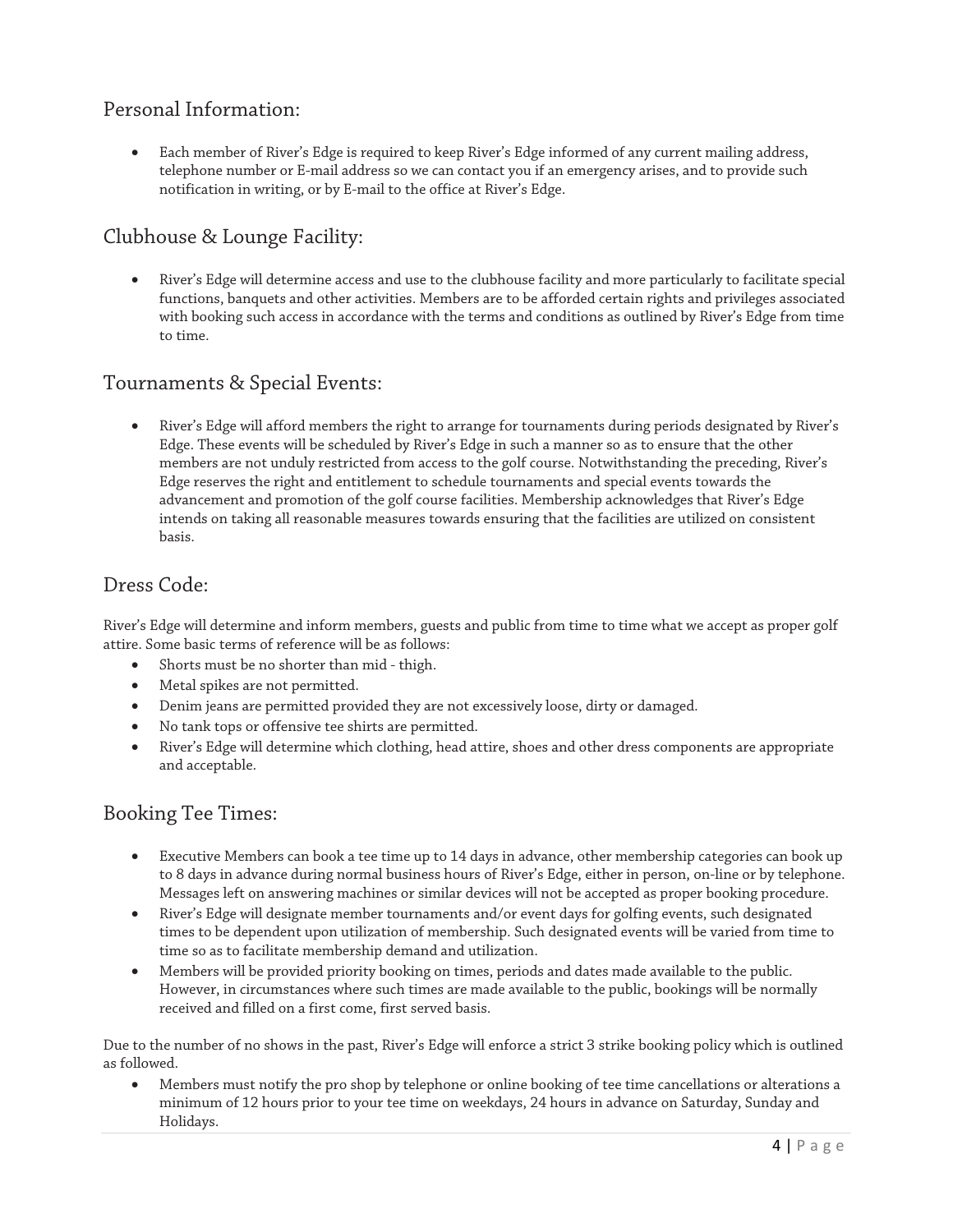## Personal Information:

- Each member of River's Edge is required to keep River's Edge informed of any current mailing address, telephone number or E-mail address so we can contact you if an emergency arises, and to provide such notification in writing, or by E-mail to the office at River's Edge.

## Clubhouse & Lounge Facility:

- River's Edge will determine access and use to the clubhouse facility and more particularly to facilitate special functions, banquets and other activities. Members are to be afforded certain rights and privileges associated with booking such access in accordance with the terms and conditions as outlined by River's Edge from time to time.

## Tournaments & Special Events:

- River's Edge will afford members the right to arrange for tournaments during periods designated by River's Edge. These events will be scheduled by River's Edge in such a manner so as to ensure that the other members are not unduly restricted from access to the golf course. Notwithstanding the preceding, River's Edge reserves the right and entitlement to schedule tournaments and special events towards the advancement and promotion of the golf course facilities. Membership acknowledges that River's Edge intends on taking all reasonable measures towards ensuring that the facilities are utilized on consistent basis.

## Dress Code:

River's Edge will determine and inform members, guests and public from time to time what we accept as proper golf attire. Some basic terms of reference will be as follows:

- Shorts must be no shorter than mid - thigh.
- Metal spikes are not permitted.
- Denim jeans are permitted provided they are not excessively loose, dirty or damaged.
- No tank tops or offensive tee shirts are permitted.
- River's Edge will determine which clothing, head attire, shoes and other dress components are appropriate and acceptable.

## Booking Tee Times:

- Executive Members can book a tee time up to 14 days in advance, other membership categories can book up to 8 days in advance during normal business hours of River's Edge, either in person, on-line or by telephone. Messages left on answering machines or similar devices will not be accepted as proper booking procedure.
- River's Edge will designate member tournaments and/or event days for golfing events, such designated times to be dependent upon utilization of membership. Such designated events will be varied from time to time so as to facilitate membership demand and utilization.
- Members will be provided priority booking on times, periods and dates made available to the public. However, in circumstances where such times are made available to the public, bookings will be normally received and filled on a first come, first served basis.

Due to the number of no shows in the past, River's Edge will enforce a strict 3 strike booking policy which is outlined as followed.

- Members must notify the pro shop by telephone or online booking of tee time cancellations or alterations a minimum of 12 hours prior to your tee time on weekdays, 24 hours in advance on Saturday, Sunday and Holidays.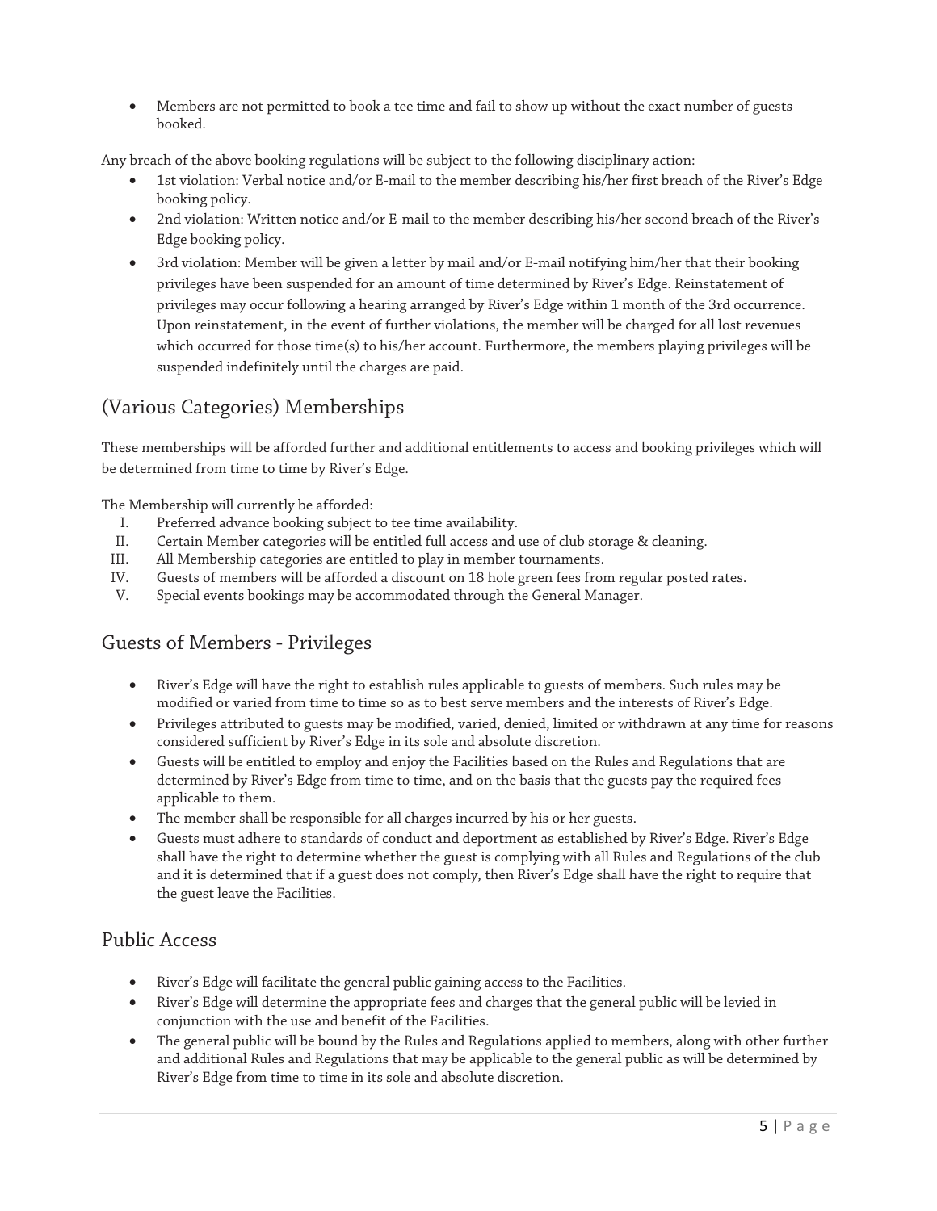- Members are not permitted to book a tee time and fail to show up without the exact number of guests booked.

Any breach of the above booking regulations will be subject to the following disciplinary action:

- 1st violation: Verbal notice and/or E-mail to the member describing his/her first breach of the River's Edge booking policy.
- 2nd violation: Written notice and/or E-mail to the member describing his/her second breach of the River's Edge booking policy.
- 3rd violation: Member will be given a letter by mail and/or E-mail notifying him/her that their booking privileges have been suspended for an amount of time determined by River's Edge. Reinstatement of privileges may occur following a hearing arranged by River's Edge within 1 month of the 3rd occurrence. Upon reinstatement, in the event of further violations, the member will be charged for all lost revenues which occurred for those time(s) to his/her account. Furthermore, the members playing privileges will be suspended indefinitely until the charges are paid.

## (Various Categories) Memberships

These memberships will be afforded further and additional entitlements to access and booking privileges which will be determined from time to time by River's Edge.

The Membership will currently be afforded:

I. Preferred advance booking subject to tee time availability.
II. Certain Member categories will be entitled full access and use of club storage & cleaning.
III. All Membership categories are entitled to play in member tournaments.
IV. Guests of members will be afforded a discount on 18 hole green fees from regular posted rates.
V. Special events bookings may be accommodated through the General Manager.

## Guests of Members - Privileges

- River's Edge will have the right to establish rules applicable to guests of members. Such rules may be modified or varied from time to time so as to best serve members and the interests of River's Edge.
- Privileges attributed to guests may be modified, varied, denied, limited or withdrawn at any time for reasons considered sufficient by River's Edge in its sole and absolute discretion.
- Guests will be entitled to employ and enjoy the Facilities based on the Rules and Regulations that are determined by River's Edge from time to time, and on the basis that the guests pay the required fees applicable to them.
- The member shall be responsible for all charges incurred by his or her guests.
- Guests must adhere to standards of conduct and deportment as established by River's Edge. River's Edge shall have the right to determine whether the guest is complying with all Rules and Regulations of the club and it is determined that if a guest does not comply, then River's Edge shall have the right to require that the guest leave the Facilities.

## Public Access

- River's Edge will facilitate the general public gaining access to the Facilities.
- River's Edge will determine the appropriate fees and charges that the general public will be levied in conjunction with the use and benefit of the Facilities.
- The general public will be bound by the Rules and Regulations applied to members, along with other further and additional Rules and Regulations that may be applicable to the general public as will be determined by River's Edge from time to time in its sole and absolute discretion.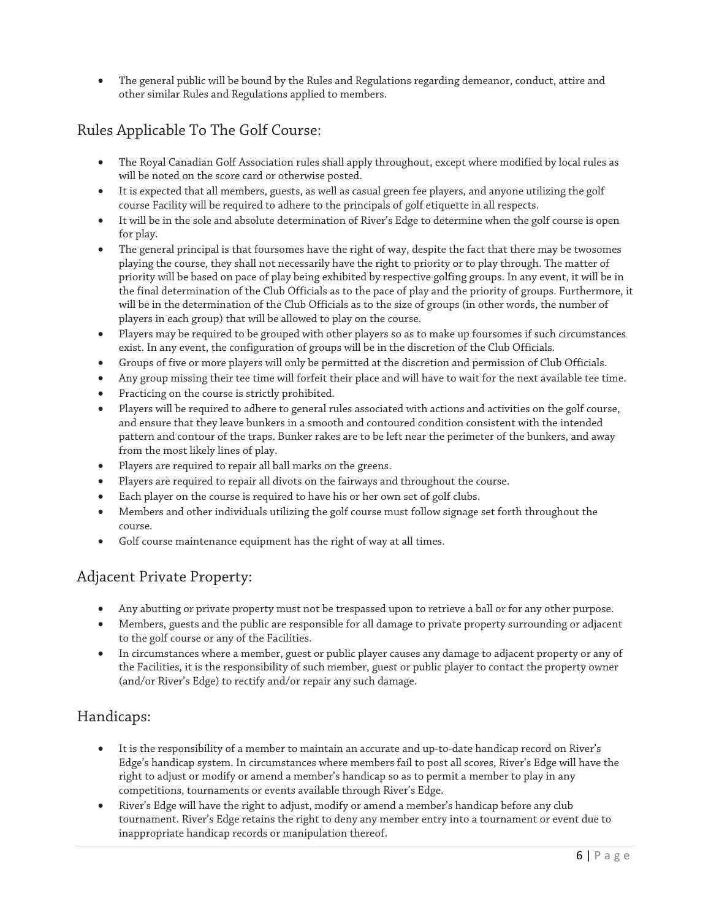- The general public will be bound by the Rules and Regulations regarding demeanor, conduct, attire and other similar Rules and Regulations applied to members.

## Rules Applicable To The Golf Course:

- The Royal Canadian Golf Association rules shall apply throughout, except where modified by local rules as will be noted on the score card or otherwise posted.
- It is expected that all members, guests, as well as casual green fee players, and anyone utilizing the golf course Facility will be required to adhere to the principals of golf etiquette in all respects.
- It will be in the sole and absolute determination of River's Edge to determine when the golf course is open for play.
- The general principal is that foursomes have the right of way, despite the fact that there may be twosomes playing the course, they shall not necessarily have the right to priority or to play through. The matter of priority will be based on pace of play being exhibited by respective golfing groups. In any event, it will be in the final determination of the Club Officials as to the pace of play and the priority of groups. Furthermore, it will be in the determination of the Club Officials as to the size of groups (in other words, the number of players in each group) that will be allowed to play on the course.
- Players may be required to be grouped with other players so as to make up foursomes if such circumstances exist. In any event, the configuration of groups will be in the discretion of the Club Officials.
- Groups of five or more players will only be permitted at the discretion and permission of Club Officials.
- Any group missing their tee time will forfeit their place and will have to wait for the next available tee time.
- Practicing on the course is strictly prohibited.
- Players will be required to adhere to general rules associated with actions and activities on the golf course, and ensure that they leave bunkers in a smooth and contoured condition consistent with the intended pattern and contour of the traps. Bunker rakes are to be left near the perimeter of the bunkers, and away from the most likely lines of play.
- Players are required to repair all ball marks on the greens.
- Players are required to repair all divots on the fairways and throughout the course.
- Each player on the course is required to have his or her own set of golf clubs.
- Members and other individuals utilizing the golf course must follow signage set forth throughout the course.
- Golf course maintenance equipment has the right of way at all times.

## Adjacent Private Property:

- Any abutting or private property must not be trespassed upon to retrieve a ball or for any other purpose.
- Members, guests and the public are responsible for all damage to private property surrounding or adjacent to the golf course or any of the Facilities.
- In circumstances where a member, guest or public player causes any damage to adjacent property or any of the Facilities, it is the responsibility of such member, guest or public player to contact the property owner (and/or River's Edge) to rectify and/or repair any such damage.

## Handicaps:

- It is the responsibility of a member to maintain an accurate and up-to-date handicap record on River's Edge's handicap system. In circumstances where members fail to post all scores, River's Edge will have the right to adjust or modify or amend a member's handicap so as to permit a member to play in any competitions, tournaments or events available through River's Edge.
- River's Edge will have the right to adjust, modify or amend a member's handicap before any club tournament. River's Edge retains the right to deny any member entry into a tournament or event due to inappropriate handicap records or manipulation thereof.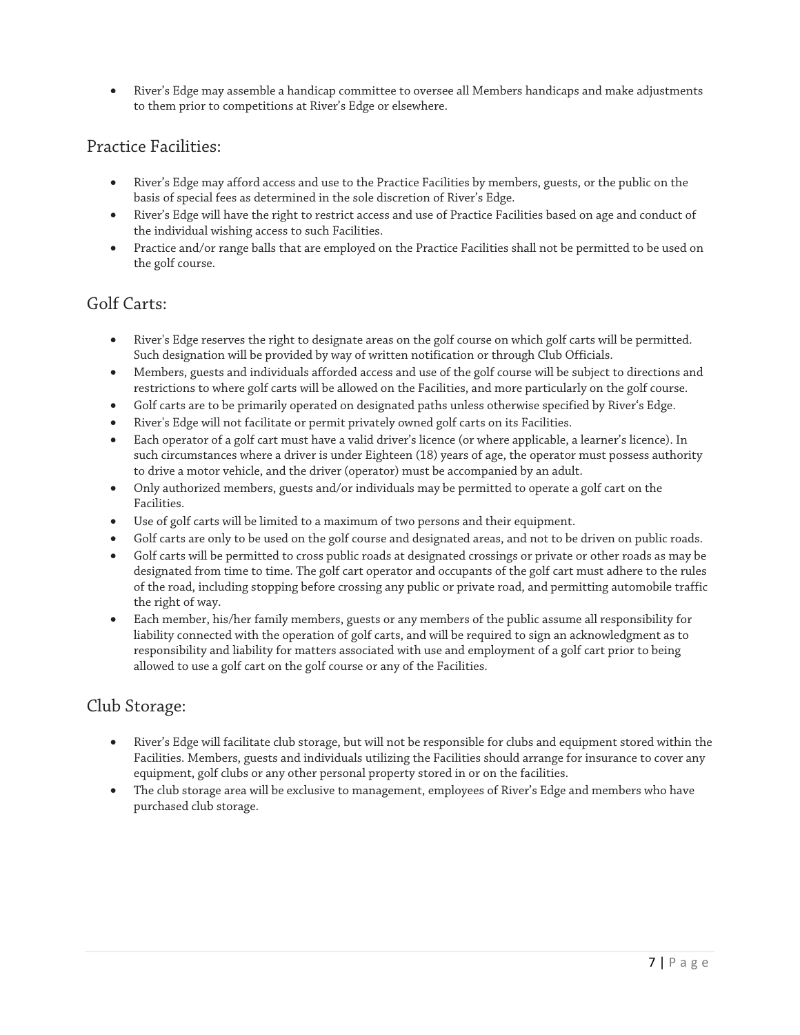- River's Edge may assemble a handicap committee to oversee all Members handicaps and make adjustments to them prior to competitions at River's Edge or elsewhere.

## Practice Facilities:

- River's Edge may afford access and use to the Practice Facilities by members, guests, or the public on the basis of special fees as determined in the sole discretion of River's Edge.
- River's Edge will have the right to restrict access and use of Practice Facilities based on age and conduct of the individual wishing access to such Facilities.
- Practice and/or range balls that are employed on the Practice Facilities shall not be permitted to be used on the golf course.

## Golf Carts:

- River's Edge reserves the right to designate areas on the golf course on which golf carts will be permitted. Such designation will be provided by way of written notification or through Club Officials.
- Members, guests and individuals afforded access and use of the golf course will be subject to directions and restrictions to where golf carts will be allowed on the Facilities, and more particularly on the golf course.
- Golf carts are to be primarily operated on designated paths unless otherwise specified by River's Edge.
- River's Edge will not facilitate or permit privately owned golf carts on its Facilities.
- Each operator of a golf cart must have a valid driver's licence (or where applicable, a learner's licence). In such circumstances where a driver is under Eighteen (18) years of age, the operator must possess authority to drive a motor vehicle, and the driver (operator) must be accompanied by an adult.
- Only authorized members, guests and/or individuals may be permitted to operate a golf cart on the Facilities.
- Use of golf carts will be limited to a maximum of two persons and their equipment.
- Golf carts are only to be used on the golf course and designated areas, and not to be driven on public roads.
- Golf carts will be permitted to cross public roads at designated crossings or private or other roads as may be designated from time to time. The golf cart operator and occupants of the golf cart must adhere to the rules of the road, including stopping before crossing any public or private road, and permitting automobile traffic the right of way.
- Each member, his/her family members, guests or any members of the public assume all responsibility for liability connected with the operation of golf carts, and will be required to sign an acknowledgment as to responsibility and liability for matters associated with use and employment of a golf cart prior to being allowed to use a golf cart on the golf course or any of the Facilities.

## Club Storage:

- River's Edge will facilitate club storage, but will not be responsible for clubs and equipment stored within the Facilities. Members, guests and individuals utilizing the Facilities should arrange for insurance to cover any equipment, golf clubs or any other personal property stored in or on the facilities.
- The club storage area will be exclusive to management, employees of River's Edge and members who have purchased club storage.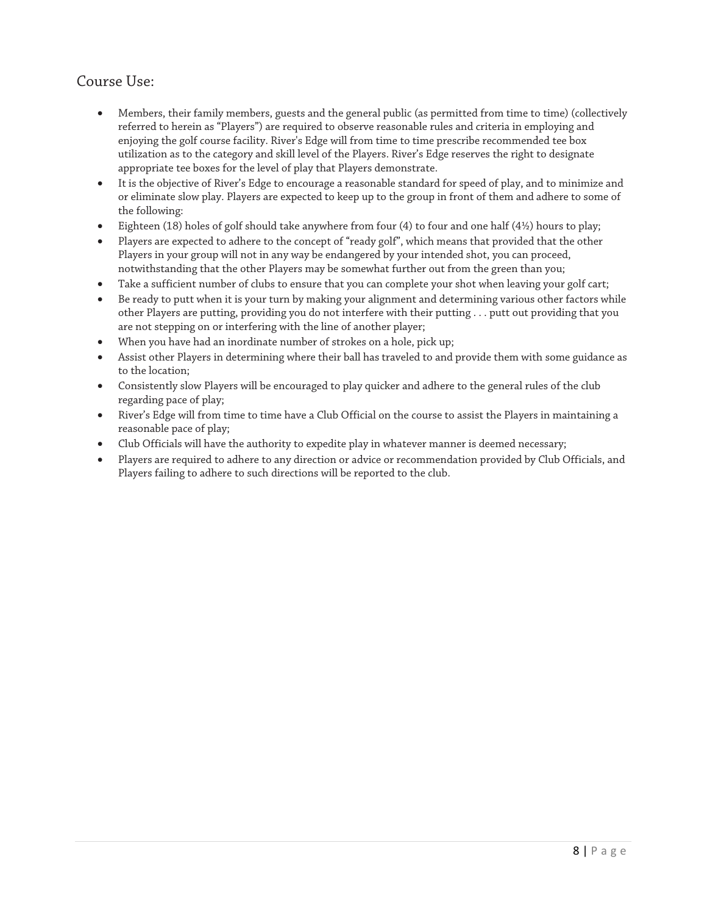## Course Use:

- Members, their family members, guests and the general public (as permitted from time to time) (collectively referred to herein as "Players") are required to observe reasonable rules and criteria in employing and enjoying the golf course facility. River's Edge will from time to time prescribe recommended tee box utilization as to the category and skill level of the Players. River's Edge reserves the right to designate appropriate tee boxes for the level of play that Players demonstrate.
- It is the objective of River's Edge to encourage a reasonable standard for speed of play, and to minimize and or eliminate slow play. Players are expected to keep up to the group in front of them and adhere to some of the following:
- Eighteen (18) holes of golf should take anywhere from four (4) to four and one half (4½) hours to play;
- Players are expected to adhere to the concept of "ready golf", which means that provided that the other Players in your group will not in any way be endangered by your intended shot, you can proceed, notwithstanding that the other Players may be somewhat further out from the green than you;
- Take a sufficient number of clubs to ensure that you can complete your shot when leaving your golf cart;
- Be ready to putt when it is your turn by making your alignment and determining various other factors while other Players are putting, providing you do not interfere with their putting . . . putt out providing that you are not stepping on or interfering with the line of another player;
- When you have had an inordinate number of strokes on a hole, pick up;
- Assist other Players in determining where their ball has traveled to and provide them with some guidance as to the location;
- Consistently slow Players will be encouraged to play quicker and adhere to the general rules of the club regarding pace of play;
- River's Edge will from time to time have a Club Official on the course to assist the Players in maintaining a reasonable pace of play;
- Club Officials will have the authority to expedite play in whatever manner is deemed necessary;
- Players are required to adhere to any direction or advice or recommendation provided by Club Officials, and Players failing to adhere to such directions will be reported to the club.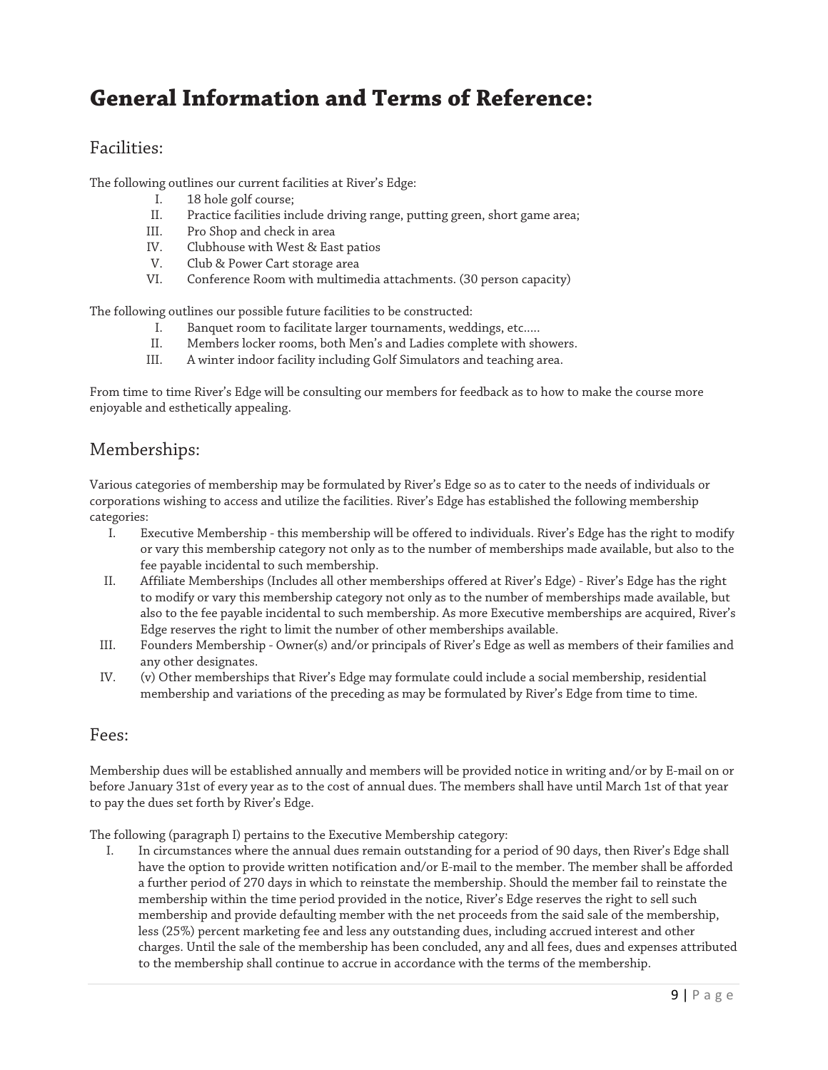# General Information and Terms of Reference:

## Facilities:

The following outlines our current facilities at River's Edge:

I. 18 hole golf course;
II. Practice facilities include driving range, putting green, short game area;
III. Pro Shop and check in area
IV. Clubhouse with West & East patios
V. Club & Power Cart storage area
VI. Conference Room with multimedia attachments. (30 person capacity)

The following outlines our possible future facilities to be constructed:

I. Banquet room to facilitate larger tournaments, weddings, etc.....
II. Members locker rooms, both Men's and Ladies complete with showers.
III. A winter indoor facility including Golf Simulators and teaching area.

From time to time River's Edge will be consulting our members for feedback as to how to make the course more enjoyable and esthetically appealing.

## Memberships:

Various categories of membership may be formulated by River's Edge so as to cater to the needs of individuals or corporations wishing to access and utilize the facilities. River's Edge has established the following membership categories:

I. Executive Membership - this membership will be offered to individuals. River's Edge has the right to modify or vary this membership category not only as to the number of memberships made available, but also to the fee payable incidental to such membership.
II. Affiliate Memberships (Includes all other memberships offered at River's Edge) - River's Edge has the right to modify or vary this membership category not only as to the number of memberships made available, but also to the fee payable incidental to such membership. As more Executive memberships are acquired, River's Edge reserves the right to limit the number of other memberships available.
III. Founders Membership - Owner(s) and/or principals of River's Edge as well as members of their families and any other designates.
IV. (v) Other memberships that River's Edge may formulate could include a social membership, residential membership and variations of the preceding as may be formulated by River's Edge from time to time.

## Fees:

Membership dues will be established annually and members will be provided notice in writing and/or by E-mail on or before January 31st of every year as to the cost of annual dues. The members shall have until March 1st of that year to pay the dues set forth by River's Edge.

The following (paragraph I) pertains to the Executive Membership category:

I. In circumstances where the annual dues remain outstanding for a period of 90 days, then River's Edge shall have the option to provide written notification and/or E-mail to the member. The member shall be afforded a further period of 270 days in which to reinstate the membership. Should the member fail to reinstate the membership within the time period provided in the notice, River's Edge reserves the right to sell such membership and provide defaulting member with the net proceeds from the said sale of the membership, less (25%) percent marketing fee and less any outstanding dues, including accrued interest and other charges. Until the sale of the membership has been concluded, any and all fees, dues and expenses attributed to the membership shall continue to accrue in accordance with the terms of the membership.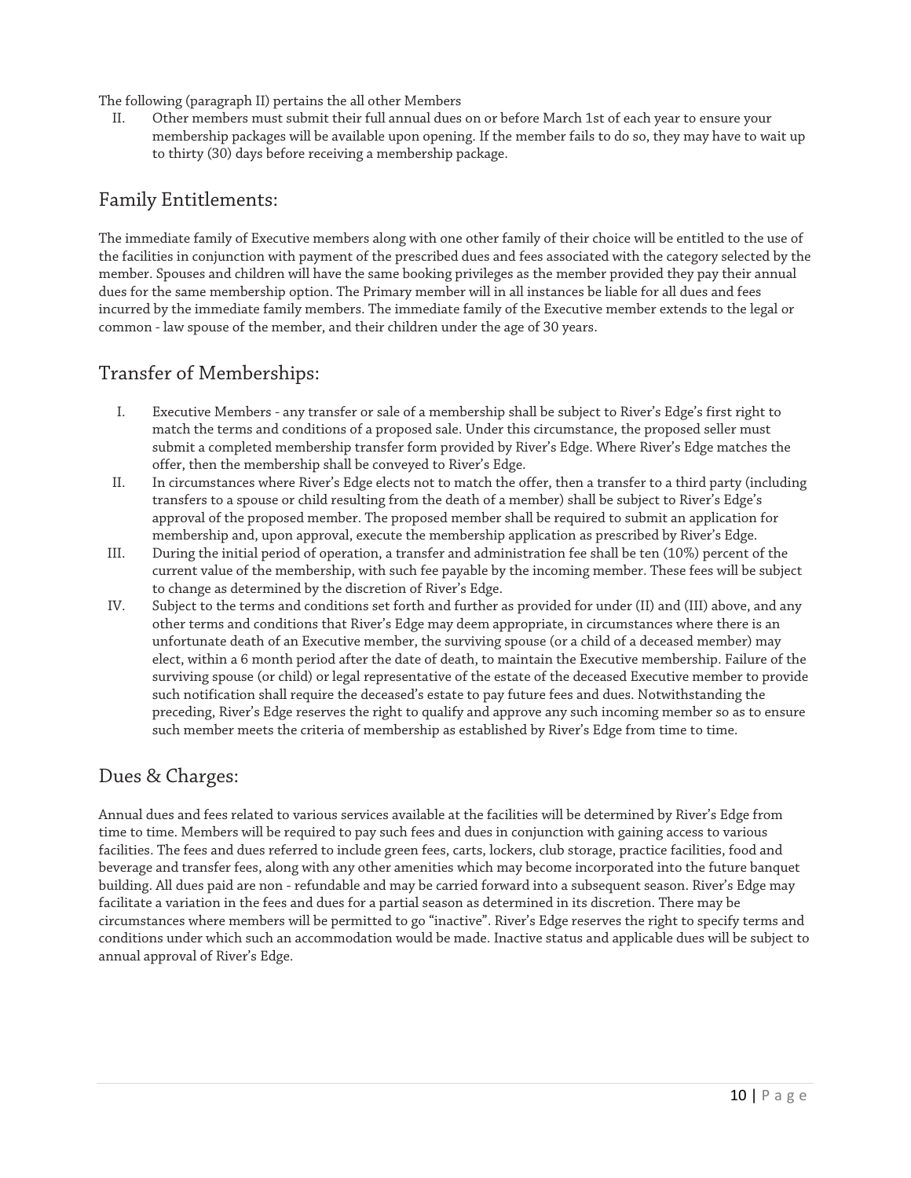The following (paragraph II) pertains the all other Members

II. Other members must submit their full annual dues on or before March 1st of each year to ensure your membership packages will be available upon opening. If the member fails to do so, they may have to wait up to thirty (30) days before receiving a membership package.

## Family Entitlements:

The immediate family of Executive members along with one other family of their choice will be entitled to the use of the facilities in conjunction with payment of the prescribed dues and fees associated with the category selected by the member. Spouses and children will have the same booking privileges as the member provided they pay their annual dues for the same membership option. The Primary member will in all instances be liable for all dues and fees incurred by the immediate family members. The immediate family of the Executive member extends to the legal or common - law spouse of the member, and their children under the age of 30 years.

## Transfer of Memberships:

I. Executive Members - any transfer or sale of a membership shall be subject to River's Edge's first right to match the terms and conditions of a proposed sale. Under this circumstance, the proposed seller must submit a completed membership transfer form provided by River's Edge. Where River's Edge matches the offer, then the membership shall be conveyed to River's Edge.

II. In circumstances where River's Edge elects not to match the offer, then a transfer to a third party (including transfers to a spouse or child resulting from the death of a member) shall be subject to River's Edge's approval of the proposed member. The proposed member shall be required to submit an application for membership and, upon approval, execute the membership application as prescribed by River's Edge.

III. During the initial period of operation, a transfer and administration fee shall be ten (10%) percent of the current value of the membership, with such fee payable by the incoming member. These fees will be subject to change as determined by the discretion of River's Edge.

IV. Subject to the terms and conditions set forth and further as provided for under (II) and (III) above, and any other terms and conditions that River's Edge may deem appropriate, in circumstances where there is an unfortunate death of an Executive member, the surviving spouse (or a child of a deceased member) may elect, within a 6 month period after the date of death, to maintain the Executive membership. Failure of the surviving spouse (or child) or legal representative of the estate of the deceased Executive member to provide such notification shall require the deceased's estate to pay future fees and dues. Notwithstanding the preceding, River's Edge reserves the right to qualify and approve any such incoming member so as to ensure such member meets the criteria of membership as established by River's Edge from time to time.

## Dues & Charges:

Annual dues and fees related to various services available at the facilities will be determined by River's Edge from time to time. Members will be required to pay such fees and dues in conjunction with gaining access to various facilities. The fees and dues referred to include green fees, carts, lockers, club storage, practice facilities, food and beverage and transfer fees, along with any other amenities which may become incorporated into the future banquet building. All dues paid are non - refundable and may be carried forward into a subsequent season. River's Edge may facilitate a variation in the fees and dues for a partial season as determined in its discretion. There may be circumstances where members will be permitted to go "inactive". River's Edge reserves the right to specify terms and conditions under which such an accommodation would be made. Inactive status and applicable dues will be subject to annual approval of River's Edge.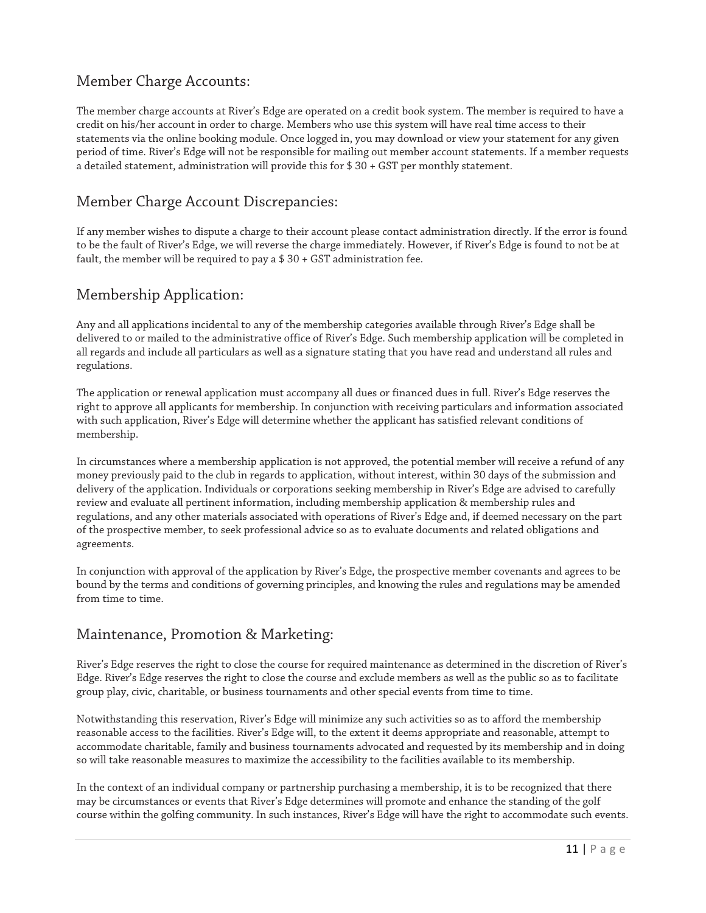## Member Charge Accounts:

The member charge accounts at River's Edge are operated on a credit book system. The member is required to have a credit on his/her account in order to charge. Members who use this system will have real time access to their statements via the online booking module. Once logged in, you may download or view your statement for any given period of time. River's Edge will not be responsible for mailing out member account statements. If a member requests a detailed statement, administration will provide this for $ 30 + GST per monthly statement.

## Member Charge Account Discrepancies:

If any member wishes to dispute a charge to their account please contact administration directly. If the error is found to be the fault of River's Edge, we will reverse the charge immediately. However, if River's Edge is found to not be at fault, the member will be required to pay a $ 30 + GST administration fee.

## Membership Application:

Any and all applications incidental to any of the membership categories available through River's Edge shall be delivered to or mailed to the administrative office of River's Edge. Such membership application will be completed in all regards and include all particulars as well as a signature stating that you have read and understand all rules and regulations.

The application or renewal application must accompany all dues or financed dues in full. River's Edge reserves the right to approve all applicants for membership. In conjunction with receiving particulars and information associated with such application, River's Edge will determine whether the applicant has satisfied relevant conditions of membership.

In circumstances where a membership application is not approved, the potential member will receive a refund of any money previously paid to the club in regards to application, without interest, within 30 days of the submission and delivery of the application. Individuals or corporations seeking membership in River's Edge are advised to carefully review and evaluate all pertinent information, including membership application & membership rules and regulations, and any other materials associated with operations of River's Edge and, if deemed necessary on the part of the prospective member, to seek professional advice so as to evaluate documents and related obligations and agreements.

In conjunction with approval of the application by River's Edge, the prospective member covenants and agrees to be bound by the terms and conditions of governing principles, and knowing the rules and regulations may be amended from time to time.

## Maintenance, Promotion & Marketing:

River's Edge reserves the right to close the course for required maintenance as determined in the discretion of River's Edge. River's Edge reserves the right to close the course and exclude members as well as the public so as to facilitate group play, civic, charitable, or business tournaments and other special events from time to time.

Notwithstanding this reservation, River's Edge will minimize any such activities so as to afford the membership reasonable access to the facilities. River's Edge will, to the extent it deems appropriate and reasonable, attempt to accommodate charitable, family and business tournaments advocated and requested by its membership and in doing so will take reasonable measures to maximize the accessibility to the facilities available to its membership.

In the context of an individual company or partnership purchasing a membership, it is to be recognized that there may be circumstances or events that River's Edge determines will promote and enhance the standing of the golf course within the golfing community. In such instances, River's Edge will have the right to accommodate such events.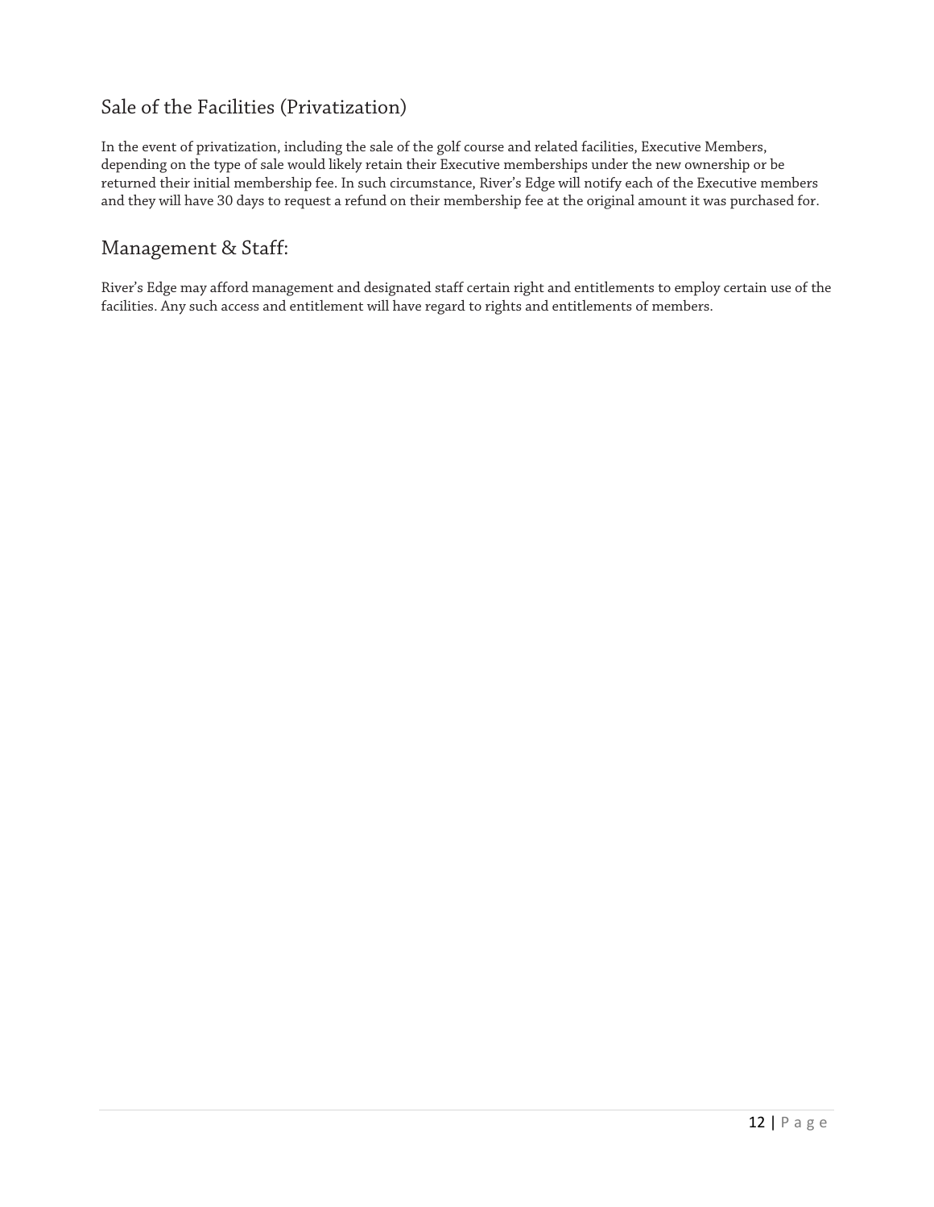## Sale of the Facilities (Privatization)

In the event of privatization, including the sale of the golf course and related facilities, Executive Members, depending on the type of sale would likely retain their Executive memberships under the new ownership or be returned their initial membership fee. In such circumstance, River's Edge will notify each of the Executive members and they will have 30 days to request a refund on their membership fee at the original amount it was purchased for.

## Management & Staff:

River's Edge may afford management and designated staff certain right and entitlements to employ certain use of the facilities. Any such access and entitlement will have regard to rights and entitlements of members.